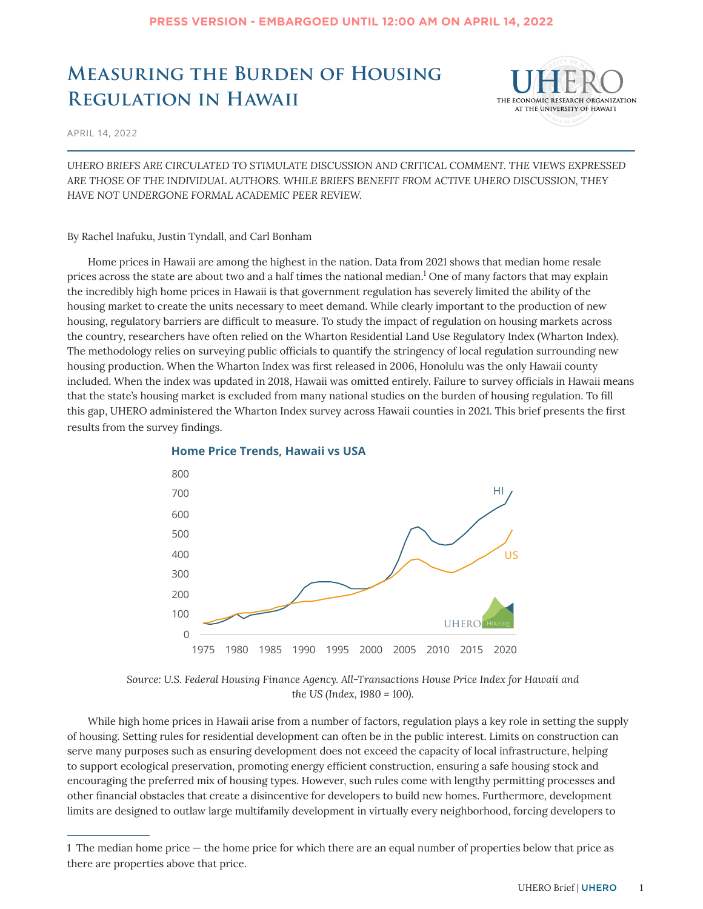PRESS VERSION - EMBARGOED UNTIL 12:00 AM ON APRIL 14, 2022

# Measuring the Burden of Housing Regulation in Hawaii

APRIL 14, 2022

*UHERO BRIEFS ARE CIRCULATED TO STIMULATE DISCUSSION AND CRITICAL COMMENT. THE VIEWS EXPRESSED ARE THOSE OF THE INDIVIDUAL AUTHORS. WHILE BRIEFS BENEFIT FROM ACTIVE UHERO DISCUSSION, THEY HAVE NOT UNDERGONE FORMAL ACADEMIC PEER REVIEW.*

By Rachel Inafuku, Justin Tyndall, and Carl Bonham

Home prices in Hawaii are among the highest in the nation. Data from 2021 shows that median home resale prices across the state are about two and a half times the national median.[1] One of many factors that may explain the incredibly high home prices in Hawaii is that government regulation has severely limited the ability of the housing market to create the units necessary to meet demand. While clearly important to the production of new housing, regulatory barriers are difficult to measure. To study the impact of regulation on housing markets across the country, researchers have often relied on the Wharton Residential Land Use Regulatory Index (Wharton Index). The methodology relies on surveying public officials to quantify the stringency of local regulation surrounding new housing production. When the Wharton Index was first released in 2006, Honolulu was the only Hawaii county included. When the index was updated in 2018, Hawaii was omitted entirely. Failure to survey officials in Hawaii means that the state's housing market is excluded from many national studies on the burden of housing regulation. To fill this gap, UHERO administered the Wharton Index survey across Hawaii counties in 2021. This brief presents the first results from the survey findings.

**Home Price Trends, Hawaii vs USA**

*Source: U.S. Federal Housing Finance Agency. All-Transactions House Price Index for Hawaii and the US (Index, 1980 = 100).*

While high home prices in Hawaii arise from a number of factors, regulation plays a key role in setting the supply of housing. Setting rules for residential development can often be in the public interest. Limits on construction can serve many purposes such as ensuring development does not exceed the capacity of local infrastructure, helping to support ecological preservation, promoting energy efficient construction, ensuring a safe housing stock and encouraging the preferred mix of housing types. However, such rules come with lengthy permitting processes and other financial obstacles that create a disincentive for developers to build new homes. Furthermore, development limits are designed to outlaw large multifamily development in virtually every neighborhood, forcing developers to

1 The median home price — the home price for which there are an equal number of properties below that price as there are properties above that price.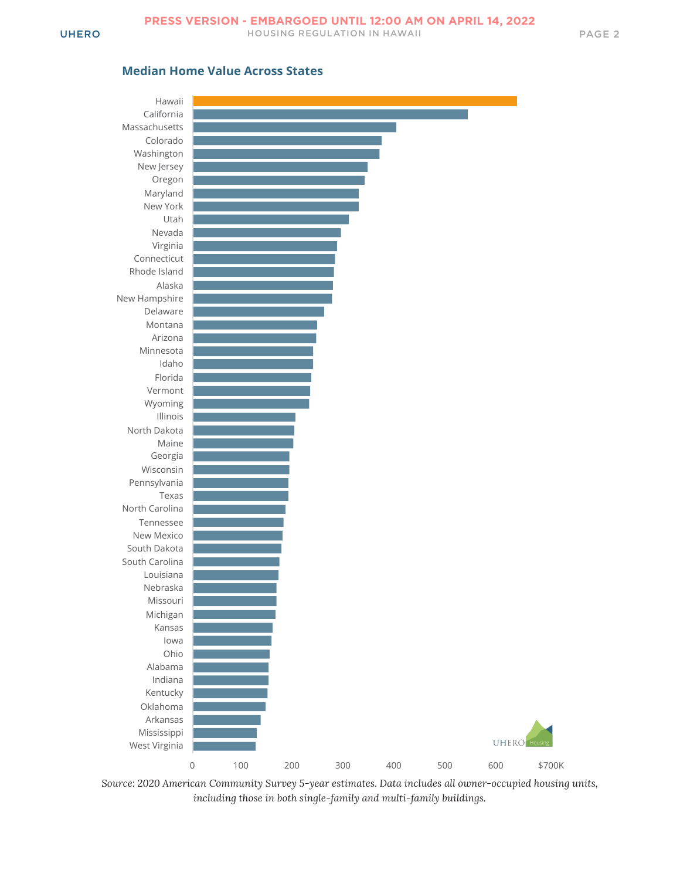### Median Home Value Across States

*Source: 2020 American Community Survey 5-year estimates. Data includes all owner-occupied housing units, including those in both single-family and multi-family buildings.*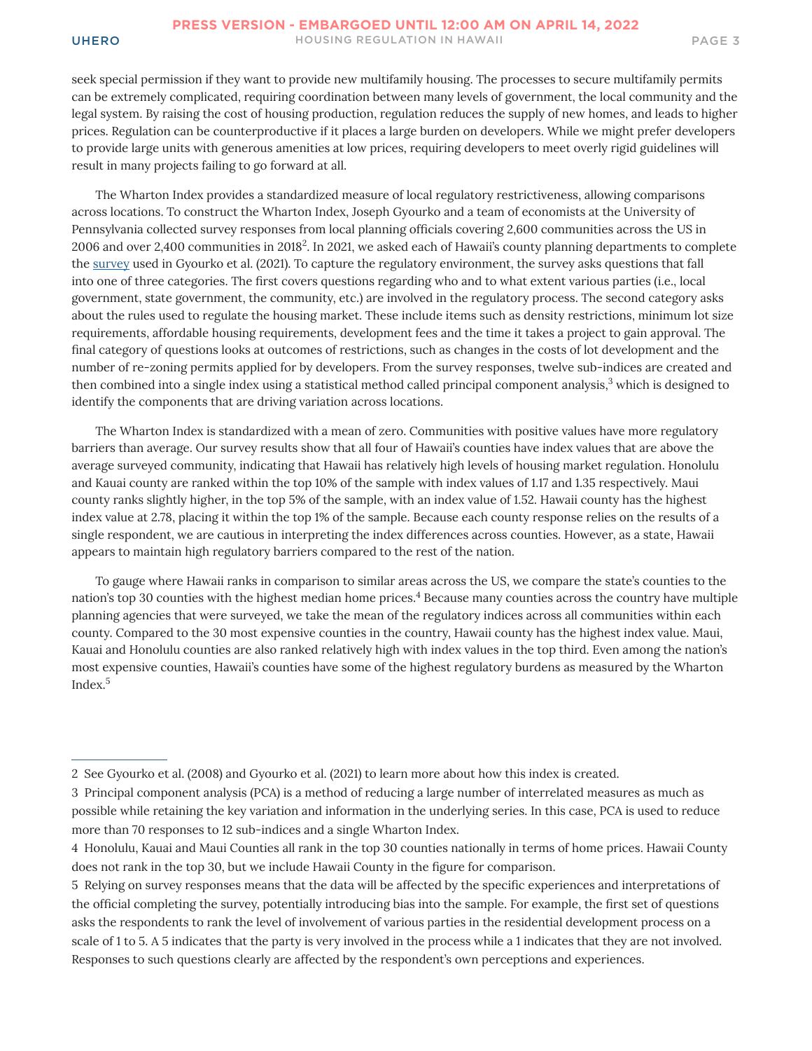seek special permission if they want to provide new multifamily housing. The processes to secure multifamily permits can be extremely complicated, requiring coordination between many levels of government, the local community and the legal system. By raising the cost of housing production, regulation reduces the supply of new homes, and leads to higher prices. Regulation can be counterproductive if it places a large burden on developers. While we might prefer developers to provide large units with generous amenities at low prices, requiring developers to meet overly rigid guidelines will result in many projects failing to go forward at all.

The Wharton Index provides a standardized measure of local regulatory restrictiveness, allowing comparisons across locations. To construct the Wharton Index, Joseph Gyourko and a team of economists at the University of Pennsylvania collected survey responses from local planning officials covering 2,600 communities across the US in 2006 and over 2,400 communities in 2018[2]. In 2021, we asked each of Hawaii's county planning departments to complete the survey used in Gyourko et al. (2021). To capture the regulatory environment, the survey asks questions that fall into one of three categories. The first covers questions regarding who and to what extent various parties (i.e., local government, state government, the community, etc.) are involved in the regulatory process. The second category asks about the rules used to regulate the housing market. These include items such as density restrictions, minimum lot size requirements, affordable housing requirements, development fees and the time it takes a project to gain approval. The final category of questions looks at outcomes of restrictions, such as changes in the costs of lot development and the number of re-zoning permits applied for by developers. From the survey responses, twelve sub-indices are created and then combined into a single index using a statistical method called principal component analysis,[3] which is designed to identify the components that are driving variation across locations.

The Wharton Index is standardized with a mean of zero. Communities with positive values have more regulatory barriers than average. Our survey results show that all four of Hawaii's counties have index values that are above the average surveyed community, indicating that Hawaii has relatively high levels of housing market regulation. Honolulu and Kauai county are ranked within the top 10% of the sample with index values of 1.17 and 1.35 respectively. Maui county ranks slightly higher, in the top 5% of the sample, with an index value of 1.52. Hawaii county has the highest index value at 2.78, placing it within the top 1% of the sample. Because each county response relies on the results of a single respondent, we are cautious in interpreting the index differences across counties. However, as a state, Hawaii appears to maintain high regulatory barriers compared to the rest of the nation.

To gauge where Hawaii ranks in comparison to similar areas across the US, we compare the state's counties to the nation's top 30 counties with the highest median home prices.[4] Because many counties across the country have multiple planning agencies that were surveyed, we take the mean of the regulatory indices across all communities within each county. Compared to the 30 most expensive counties in the country, Hawaii county has the highest index value. Maui, Kauai and Honolulu counties are also ranked relatively high with index values in the top third. Even among the nation's most expensive counties, Hawaii's counties have some of the highest regulatory burdens as measured by the Wharton Index.[5]

---

2 See Gyourko et al. (2008) and Gyourko et al. (2021) to learn more about how this index is created.

3 Principal component analysis (PCA) is a method of reducing a large number of interrelated measures as much as possible while retaining the key variation and information in the underlying series. In this case, PCA is used to reduce more than 70 responses to 12 sub-indices and a single Wharton Index.

4 Honolulu, Kauai and Maui Counties all rank in the top 30 counties nationally in terms of home prices. Hawaii County does not rank in the top 30, but we include Hawaii County in the figure for comparison.

5 Relying on survey responses means that the data will be affected by the specific experiences and interpretations of the official completing the survey, potentially introducing bias into the sample. For example, the first set of questions asks the respondents to rank the level of involvement of various parties in the residential development process on a scale of 1 to 5. A 5 indicates that the party is very involved in the process while a 1 indicates that they are not involved. Responses to such questions clearly are affected by the respondent's own perceptions and experiences.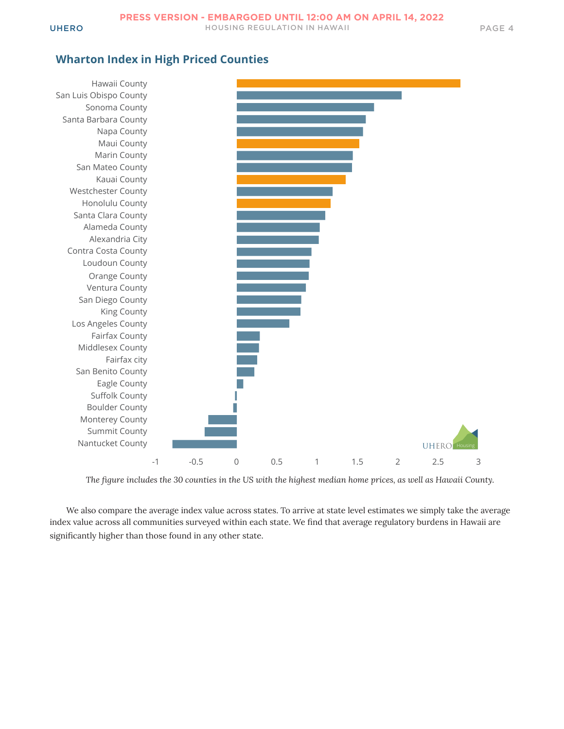PRESS VERSION - EMBARGOED UNTIL 12:00 AM ON APRIL 14, 2022

### Wharton Index in High Priced Counties

*The figure includes the 30 counties in the US with the highest median home prices, as well as Hawaii County.*

We also compare the average index value across states. To arrive at state level estimates we simply take the average index value across all communities surveyed within each state. We find that average regulatory burdens in Hawaii are significantly higher than those found in any other state.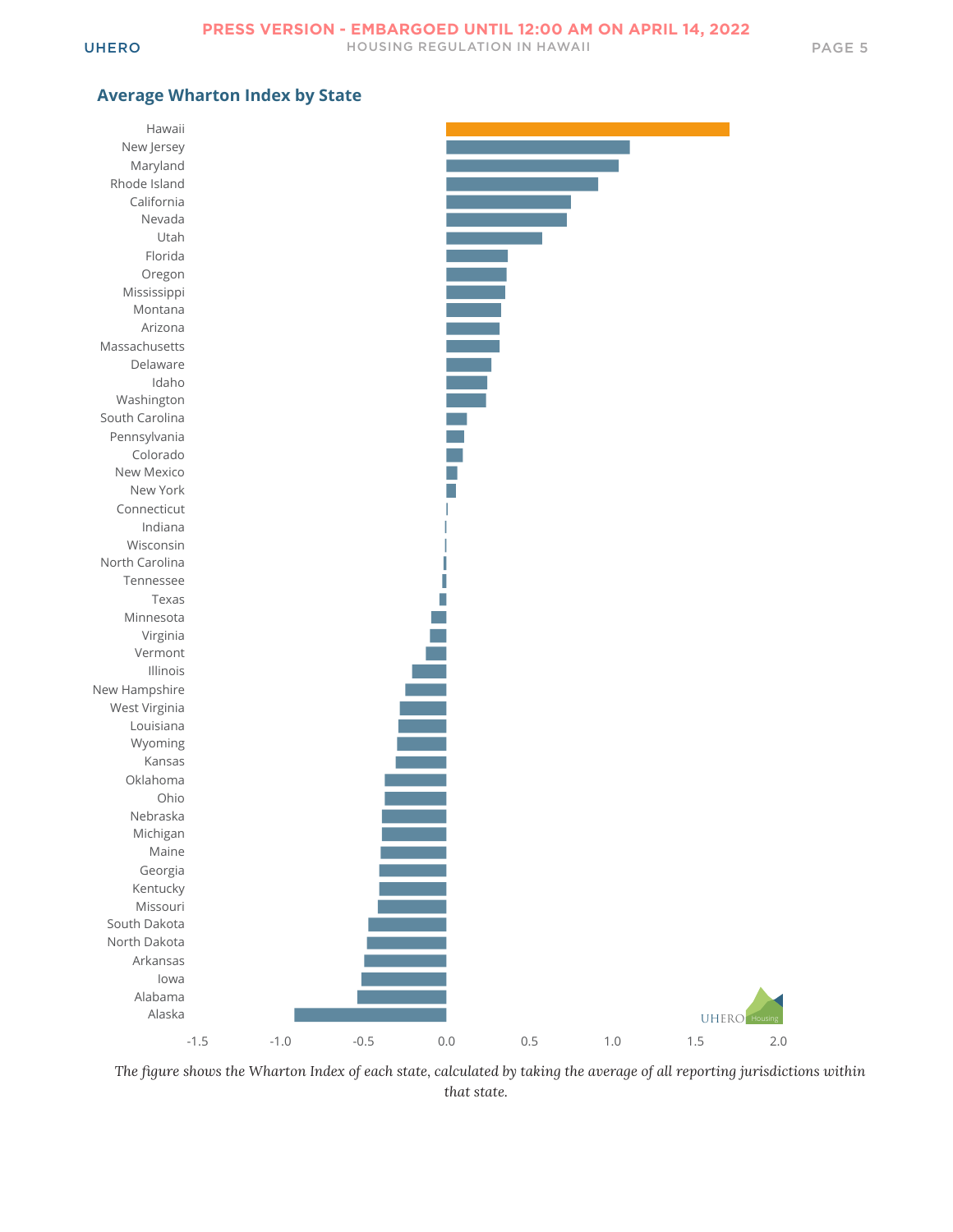### Average Wharton Index by State

*The figure shows the Wharton Index of each state, calculated by taking the average of all reporting jurisdictions within that state.*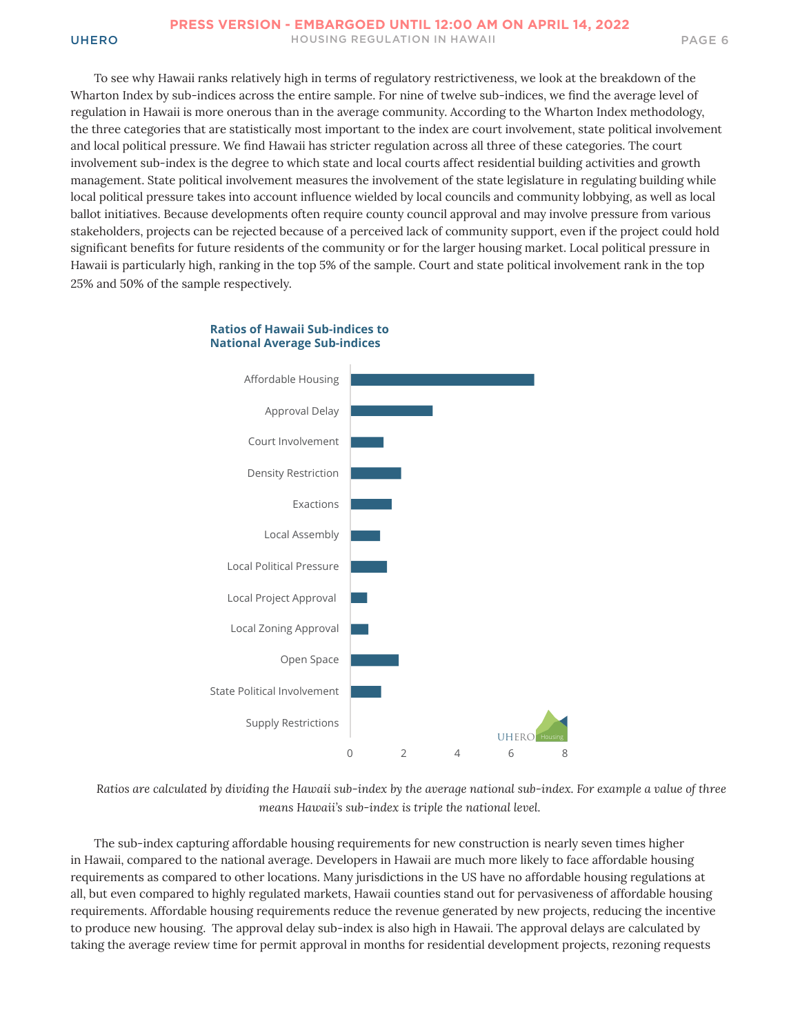To see why Hawaii ranks relatively high in terms of regulatory restrictiveness, we look at the breakdown of the Wharton Index by sub-indices across the entire sample. For nine of twelve sub-indices, we find the average level of regulation in Hawaii is more onerous than in the average community. According to the Wharton Index methodology, the three categories that are statistically most important to the index are court involvement, state political involvement and local political pressure. We find Hawaii has stricter regulation across all three of these categories. The court involvement sub-index is the degree to which state and local courts affect residential building activities and growth management. State political involvement measures the involvement of the state legislature in regulating building while local political pressure takes into account influence wielded by local councils and community lobbying, as well as local ballot initiatives. Because developments often require county council approval and may involve pressure from various stakeholders, projects can be rejected because of a perceived lack of community support, even if the project could hold significant benefits for future residents of the community or for the larger housing market. Local political pressure in Hawaii is particularly high, ranking in the top 5% of the sample. Court and state political involvement rank in the top 25% and 50% of the sample respectively.

**Ratios of Hawaii Sub-indices to National Average Sub-indices**

| Sub-index | Ratio (approx.) |
|---|---|
| Affordable Housing | 6.8 |
| Approval Delay | 3.0 |
| Court Involvement | 1.2 |
| Density Restriction | 1.9 |
| Exactions | 1.5 |
| Local Assembly | 1.1 |
| Local Political Pressure | 1.3 |
| Local Project Approval | 0.6 |
| Local Zoning Approval | 0.6 |
| Open Space | 1.8 |
| State Political Involvement | 1.1 |
| Supply Restrictions | 0 |

*Ratios are calculated by dividing the Hawaii sub-index by the average national sub-index. For example a value of three means Hawaii's sub-index is triple the national level.*

The sub-index capturing affordable housing requirements for new construction is nearly seven times higher in Hawaii, compared to the national average. Developers in Hawaii are much more likely to face affordable housing requirements as compared to other locations. Many jurisdictions in the US have no affordable housing regulations at all, but even compared to highly regulated markets, Hawaii counties stand out for pervasiveness of affordable housing requirements. Affordable housing requirements reduce the revenue generated by new projects, reducing the incentive to produce new housing. The approval delay sub-index is also high in Hawaii. The approval delays are calculated by taking the average review time for permit approval in months for residential development projects, rezoning requests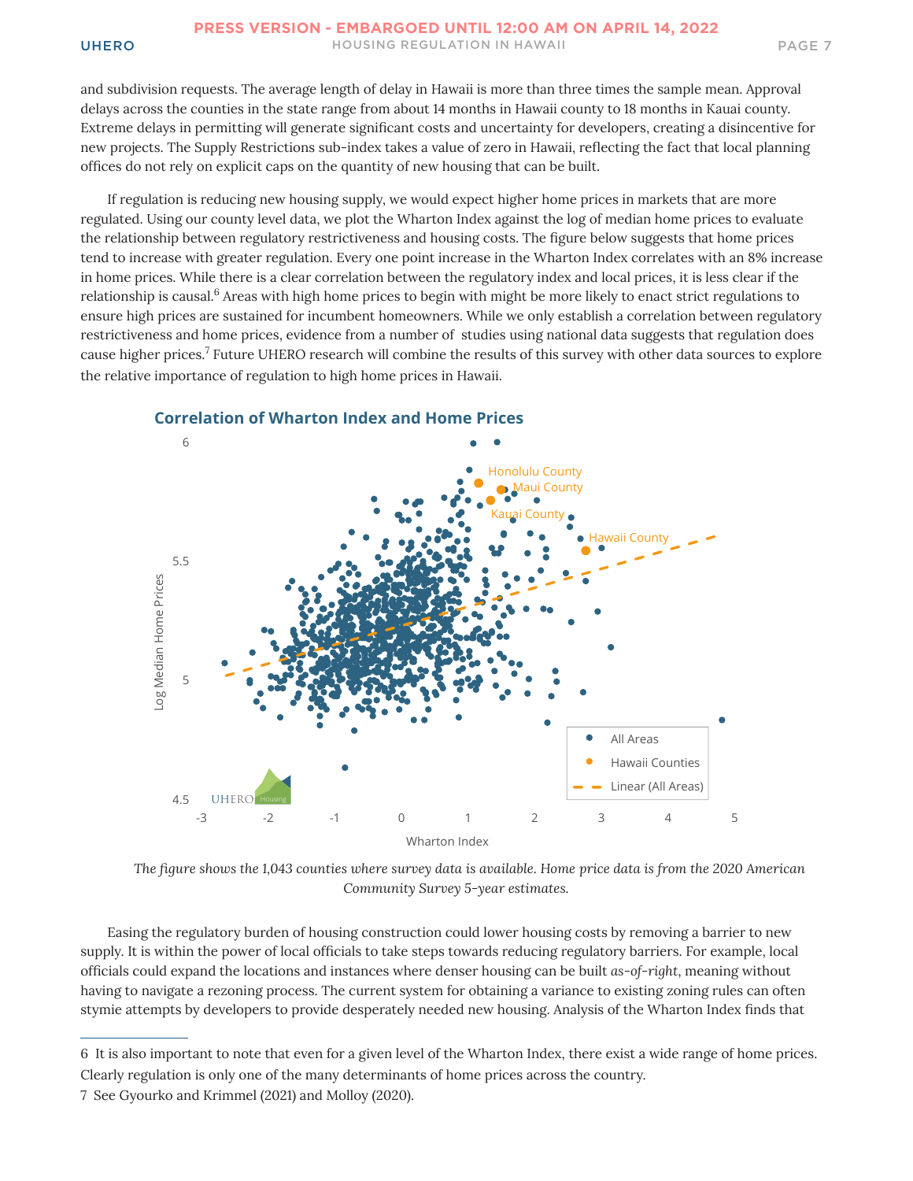and subdivision requests. The average length of delay in Hawaii is more than three times the sample mean. Approval delays across the counties in the state range from about 14 months in Hawaii county to 18 months in Kauai county. Extreme delays in permitting will generate significant costs and uncertainty for developers, creating a disincentive for new projects. The Supply Restrictions sub-index takes a value of zero in Hawaii, reflecting the fact that local planning offices do not rely on explicit caps on the quantity of new housing that can be built.

If regulation is reducing new housing supply, we would expect higher home prices in markets that are more regulated. Using our county level data, we plot the Wharton Index against the log of median home prices to evaluate the relationship between regulatory restrictiveness and housing costs. The figure below suggests that home prices tend to increase with greater regulation. Every one point increase in the Wharton Index correlates with an 8% increase in home prices. While there is a clear correlation between the regulatory index and local prices, it is less clear if the relationship is causal.[6] Areas with high home prices to begin with might be more likely to enact strict regulations to ensure high prices are sustained for incumbent homeowners. While we only establish a correlation between regulatory restrictiveness and home prices, evidence from a number of studies using national data suggests that regulation does cause higher prices.[7] Future UHERO research will combine the results of this survey with other data sources to explore the relative importance of regulation to high home prices in Hawaii.

### Correlation of Wharton Index and Home Prices

*The figure shows the 1,043 counties where survey data is available. Home price data is from the 2020 American Community Survey 5-year estimates.*

Easing the regulatory burden of housing construction could lower housing costs by removing a barrier to new supply. It is within the power of local officials to take steps towards reducing regulatory barriers. For example, local officials could expand the locations and instances where denser housing can be built *as-of-right*, meaning without having to navigate a rezoning process. The current system for obtaining a variance to existing zoning rules can often stymie attempts by developers to provide desperately needed new housing. Analysis of the Wharton Index finds that

---

6 It is also important to note that even for a given level of the Wharton Index, there exist a wide range of home prices. Clearly regulation is only one of the many determinants of home prices across the country.

7 See Gyourko and Krimmel (2021) and Molloy (2020).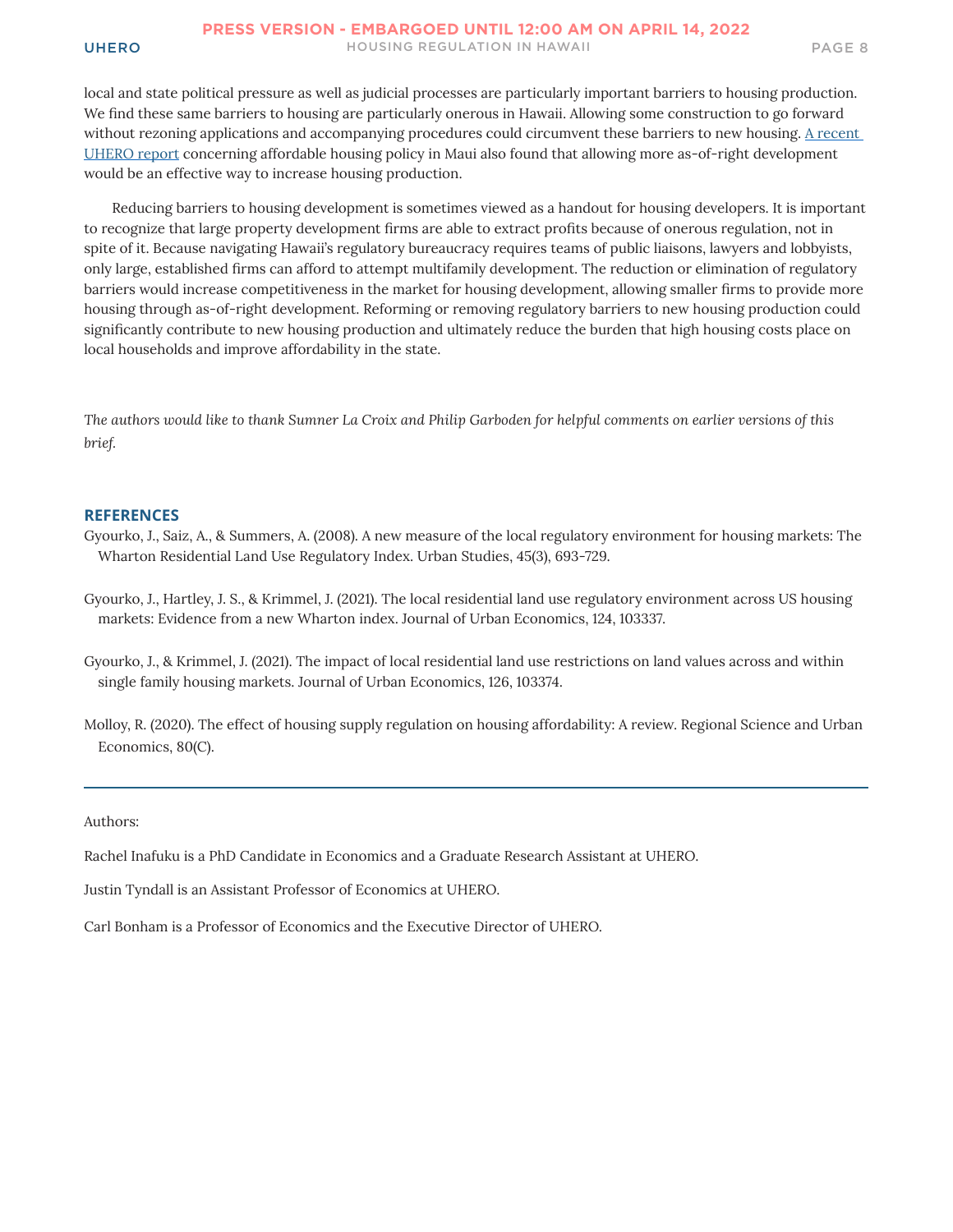local and state political pressure as well as judicial processes are particularly important barriers to housing production. We find these same barriers to housing are particularly onerous in Hawaii. Allowing some construction to go forward without rezoning applications and accompanying procedures could circumvent these barriers to new housing. A recent UHERO report concerning affordable housing policy in Maui also found that allowing more as-of-right development would be an effective way to increase housing production.

Reducing barriers to housing development is sometimes viewed as a handout for housing developers. It is important to recognize that large property development firms are able to extract profits because of onerous regulation, not in spite of it. Because navigating Hawaii's regulatory bureaucracy requires teams of public liaisons, lawyers and lobbyists, only large, established firms can afford to attempt multifamily development. The reduction or elimination of regulatory barriers would increase competitiveness in the market for housing development, allowing smaller firms to provide more housing through as-of-right development. Reforming or removing regulatory barriers to new housing production could significantly contribute to new housing production and ultimately reduce the burden that high housing costs place on local households and improve affordability in the state.

*The authors would like to thank Sumner La Croix and Philip Garboden for helpful comments on earlier versions of this brief.*

## REFERENCES

Gyourko, J., Saiz, A., & Summers, A. (2008). A new measure of the local regulatory environment for housing markets: The Wharton Residential Land Use Regulatory Index. Urban Studies, 45(3), 693-729.

Gyourko, J., Hartley, J. S., & Krimmel, J. (2021). The local residential land use regulatory environment across US housing markets: Evidence from a new Wharton index. Journal of Urban Economics, 124, 103337.

Gyourko, J., & Krimmel, J. (2021). The impact of local residential land use restrictions on land values across and within single family housing markets. Journal of Urban Economics, 126, 103374.

Molloy, R. (2020). The effect of housing supply regulation on housing affordability: A review. Regional Science and Urban Economics, 80(C).

---

Authors:

Rachel Inafuku is a PhD Candidate in Economics and a Graduate Research Assistant at UHERO.

Justin Tyndall is an Assistant Professor of Economics at UHERO.

Carl Bonham is a Professor of Economics and the Executive Director of UHERO.